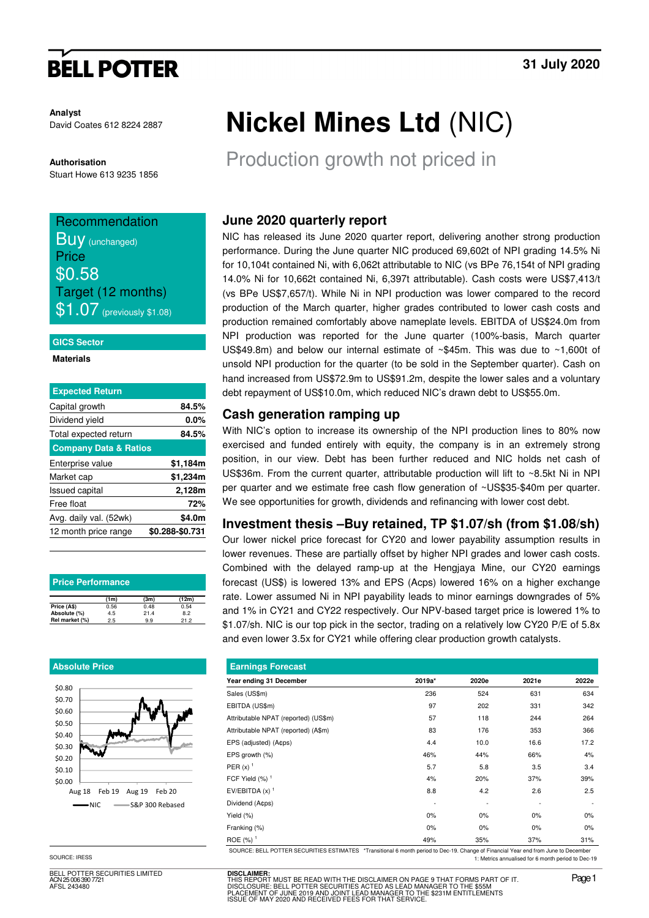BELL POTTER

31 July 2020

**Analyst**
David Coates 612 8224 2887

**Authorisation**
Stuart Howe 613 9235 1856

# Nickel Mines Ltd (NIC)

## Production growth not priced in

**Recommendation**
Buy (unchanged)
**Price**
$0.58
**Target (12 months)**
$1.07 (previously $1.08)

**GICS Sector**
Materials

| Expected Return | |
|---|---|
| Capital growth | 84.5% |
| Dividend yield | 0.0% |
| Total expected return | 84.5% |

| Company Data & Ratios | |
|---|---|
| Enterprise value | $1,184m |
| Market cap | $1,234m |
| Issued capital | 2,128m |
| Free float | 72% |
| Avg. daily val. (52wk) | $4.0m |
| 12 month price range | $0.288-$0.731 |

**Price Performance**

| | (1m) | (3m) | (12m) |
|---|---|---|---|
| Price (A$) | 0.56 | 0.48 | 0.54 |
| Absolute (%) | 4.5 | 21.4 | 8.2 |
| Rel market (%) | 2.5 | 9.9 | 21.2 |

**Absolute Price**

SOURCE: IRESS

### June 2020 quarterly report

NIC has released its June 2020 quarter report, delivering another strong production performance. During the June quarter NIC produced 69,602t of NPI grading 14.5% Ni for 10,104t contained Ni, with 6,062t attributable to NIC (vs BPe 76,154t of NPI grading 14.0% Ni for 10,662t contained Ni, 6,397t attributable). Cash costs were US$7,413/t (vs BPe US$7,657/t). While Ni in NPI production was lower compared to the record production of the March quarter, higher grades contributed to lower cash costs and production remained comfortably above nameplate levels. EBITDA of US$24.0m from NPI production was reported for the June quarter (100%-basis, March quarter US$49.8m) and below our internal estimate of ~$45m. This was due to ~1,600t of unsold NPI production for the quarter (to be sold in the September quarter). Cash on hand increased from US$72.9m to US$91.2m, despite the lower sales and a voluntary debt repayment of US$10.0m, which reduced NIC's drawn debt to US$55.0m.

### Cash generation ramping up

With NIC's option to increase its ownership of the NPI production lines to 80% now exercised and funded entirely with equity, the company is in an extremely strong position, in our view. Debt has been further reduced and NIC holds net cash of US$36m. From the current quarter, attributable production will lift to ~8.5kt Ni in NPI per quarter and we estimate free cash flow generation of ~US$35-$40m per quarter. We see opportunities for growth, dividends and refinancing with lower cost debt.

### Investment thesis –Buy retained, TP $1.07/sh (from $1.08/sh)

Our lower nickel price forecast for CY20 and lower payability assumption results in lower revenues. These are partially offset by higher NPI grades and lower cash costs. Combined with the delayed ramp-up at the Hengjaya Mine, our CY20 earnings forecast (US$) is lowered 13% and EPS (A¢ps) lowered 16% on a higher exchange rate. Lower assumed Ni in NPI payability leads to minor earnings downgrades of 5% and 1% in CY21 and CY22 respectively. Our NPV-based target price is lowered 1% to $1.07/sh. NIC is our top pick in the sector, trading on a relatively low CY20 P/E of 5.8x and even lower 3.5x for CY21 while offering clear production growth catalysts.

**Earnings Forecast**

| Year ending 31 December | 2019a* | 2020e | 2021e | 2022e |
|---|---|---|---|---|
| Sales (US$m) | 236 | 524 | 631 | 634 |
| EBITDA (US$m) | 97 | 202 | 331 | 342 |
| Attributable NPAT (reported) (US$m) | 57 | 118 | 244 | 264 |
| Attributable NPAT (reported) (A$m) | 83 | 176 | 353 | 366 |
| EPS (adjusted) (A¢ps) | 4.4 | 10.0 | 16.6 | 17.2 |
| EPS growth (%) | 46% | 44% | 66% | 4% |
| PER (x) [1] | 5.7 | 5.8 | 3.5 | 3.4 |
| FCF Yield (%) [1] | 4% | 20% | 37% | 39% |
| EV/EBITDA (x) [1] | 8.8 | 4.2 | 2.6 | 2.5 |
| Dividend (A¢ps) | - | - | - | - |
| Yield (%) | 0% | 0% | 0% | 0% |
| Franking (%) | 0% | 0% | 0% | 0% |
| ROE (%) [1] | 49% | 35% | 37% | 31% |

SOURCE: BELL POTTER SECURITIES ESTIMATES *Transitional 6 month period to Dec-19. Change of Financial Year end from June to December
1: Metrics annualised for 6 month period to Dec-19

BELL POTTER SECURITIES LIMITED
ACN 25 006 390 7721
AFSL 243480

**DISCLAIMER:**
THIS REPORT MUST BE READ WITH THE DISCLAIMER ON PAGE 9 THAT FORMS PART OF IT.
DISCLOSURE: BELL POTTER SECURITIES ACTED AS LEAD MANAGER TO THE $55M PLACEMENT OF JUNE 2019 AND JOINT LEAD MANAGER TO THE $231M ENTITLEMENTS ISSUE OF MAY 2020 AND RECEIVED FEES FOR THAT SERVICE.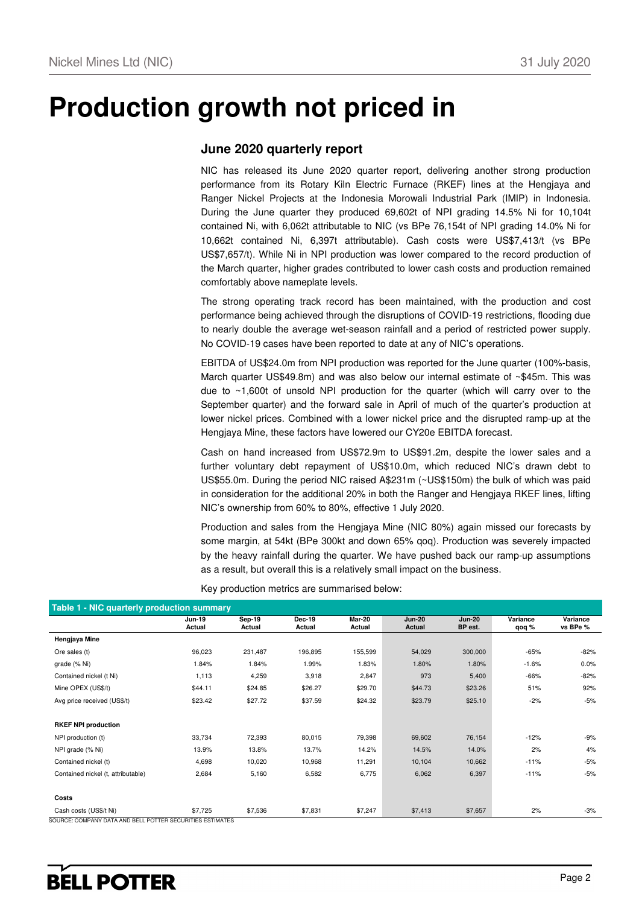# Production growth not priced in

## June 2020 quarterly report

NIC has released its June 2020 quarter report, delivering another strong production performance from its Rotary Kiln Electric Furnace (RKEF) lines at the Hengjaya and Ranger Nickel Projects at the Indonesia Morowali Industrial Park (IMIP) in Indonesia. During the June quarter they produced 69,602t of NPI grading 14.5% Ni for 10,104t contained Ni, with 6,062t attributable to NIC (vs BPe 76,154t of NPI grading 14.0% Ni for 10,662t contained Ni, 6,397t attributable). Cash costs were US$7,413/t (vs BPe US$7,657/t). While Ni in NPI production was lower compared to the record production of the March quarter, higher grades contributed to lower cash costs and production remained comfortably above nameplate levels.

The strong operating track record has been maintained, with the production and cost performance being achieved through the disruptions of COVID-19 restrictions, flooding due to nearly double the average wet-season rainfall and a period of restricted power supply. No COVID-19 cases have been reported to date at any of NIC's operations.

EBITDA of US$24.0m from NPI production was reported for the June quarter (100%-basis, March quarter US$49.8m) and was also below our internal estimate of ~$45m. This was due to ~1,600t of unsold NPI production for the quarter (which will carry over to the September quarter) and the forward sale in April of much of the quarter's production at lower nickel prices. Combined with a lower nickel price and the disrupted ramp-up at the Hengjaya Mine, these factors have lowered our CY20e EBITDA forecast.

Cash on hand increased from US$72.9m to US$91.2m, despite the lower sales and a further voluntary debt repayment of US$10.0m, which reduced NIC's drawn debt to US$55.0m. During the period NIC raised A$231m (~US$150m) the bulk of which was paid in consideration for the additional 20% in both the Ranger and Hengjaya RKEF lines, lifting NIC's ownership from 60% to 80%, effective 1 July 2020.

Production and sales from the Hengjaya Mine (NIC 80%) again missed our forecasts by some margin, at 54kt (BPe 300kt and down 65% qoq). Production was severely impacted by the heavy rainfall during the quarter. We have pushed back our ramp-up assumptions as a result, but overall this is a relatively small impact on the business.

Key production metrics are summarised below:

**Table 1 - NIC quarterly production summary**

| | Jun-19 Actual | Sep-19 Actual | Dec-19 Actual | Mar-20 Actual | Jun-20 Actual | Jun-20 BP est. | Variance qoq % | Variance vs BPe % |
|---|---|---|---|---|---|---|---|---|
| **Hengjaya Mine** | | | | | | | | |
| Ore sales (t) | 96,023 | 231,487 | 196,895 | 155,599 | 54,029 | 300,000 | -65% | -82% |
| grade (% Ni) | 1.84% | 1.84% | 1.99% | 1.83% | 1.80% | 1.80% | -1.6% | 0.0% |
| Contained nickel (t Ni) | 1,113 | 4,259 | 3,918 | 2,847 | 973 | 5,400 | -66% | -82% |
| Mine OPEX (US$/t) | $44.11 | $24.85 | $26.27 | $29.70 | $44.73 | $23.26 | 51% | 92% |
| Avg price received (US$/t) | $23.42 | $27.72 | $37.59 | $24.32 | $23.79 | $25.10 | -2% | -5% |
| | | | | | | | | |
| **RKEF NPI production** | | | | | | | | |
| NPI production (t) | 33,734 | 72,393 | 80,015 | 79,398 | 69,602 | 76,154 | -12% | -9% |
| NPI grade (% Ni) | 13.9% | 13.8% | 13.7% | 14.2% | 14.5% | 14.0% | 2% | 4% |
| Contained nickel (t) | 4,698 | 10,020 | 10,968 | 11,291 | 10,104 | 10,662 | -11% | -5% |
| Contained nickel (t, attributable) | 2,684 | 5,160 | 6,582 | 6,775 | 6,062 | 6,397 | -11% | -5% |
| | | | | | | | | |
| **Costs** | | | | | | | | |
| Cash costs (US$/t Ni) | $7,725 | $7,536 | $7,831 | $7,247 | $7,413 | $7,657 | 2% | -3% |

SOURCE: COMPANY DATA AND BELL POTTER SECURITIES ESTIMATES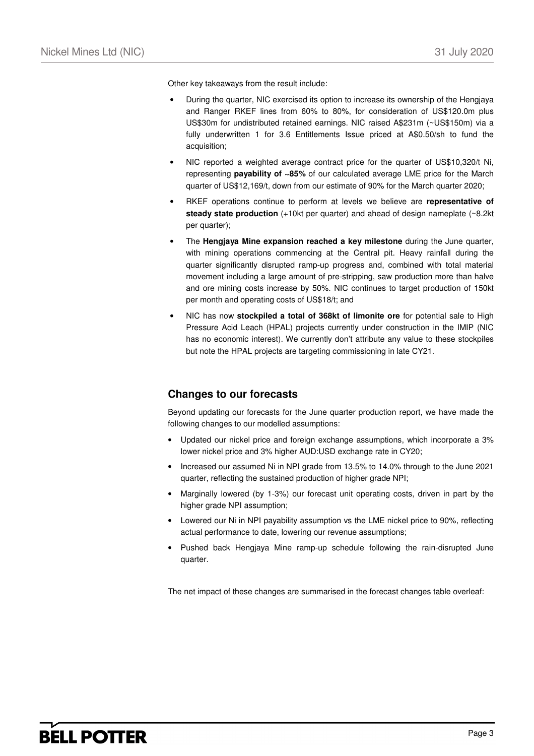Other key takeaways from the result include:

- During the quarter, NIC exercised its option to increase its ownership of the Hengjaya and Ranger RKEF lines from 60% to 80%, for consideration of US$120.0m plus US$30m for undistributed retained earnings. NIC raised A$231m (~US$150m) via a fully underwritten 1 for 3.6 Entitlements Issue priced at A$0.50/sh to fund the acquisition;
- NIC reported a weighted average contract price for the quarter of US$10,320/t Ni, representing **payability of ~85%** of our calculated average LME price for the March quarter of US$12,169/t, down from our estimate of 90% for the March quarter 2020;
- RKEF operations continue to perform at levels we believe are **representative of steady state production** (+10kt per quarter) and ahead of design nameplate (~8.2kt per quarter);
- The **Hengjaya Mine expansion reached a key milestone** during the June quarter, with mining operations commencing at the Central pit. Heavy rainfall during the quarter significantly disrupted ramp-up progress and, combined with total material movement including a large amount of pre-stripping, saw production more than halve and ore mining costs increase by 50%. NIC continues to target production of 150kt per month and operating costs of US$18/t; and
- NIC has now **stockpiled a total of 368kt of limonite ore** for potential sale to High Pressure Acid Leach (HPAL) projects currently under construction in the IMIP (NIC has no economic interest). We currently don't attribute any value to these stockpiles but note the HPAL projects are targeting commissioning in late CY21.

## Changes to our forecasts

Beyond updating our forecasts for the June quarter production report, we have made the following changes to our modelled assumptions:

- Updated our nickel price and foreign exchange assumptions, which incorporate a 3% lower nickel price and 3% higher AUD:USD exchange rate in CY20;
- Increased our assumed Ni in NPI grade from 13.5% to 14.0% through to the June 2021 quarter, reflecting the sustained production of higher grade NPI;
- Marginally lowered (by 1-3%) our forecast unit operating costs, driven in part by the higher grade NPI assumption;
- Lowered our Ni in NPI payability assumption vs the LME nickel price to 90%, reflecting actual performance to date, lowering our revenue assumptions;
- Pushed back Hengjaya Mine ramp-up schedule following the rain-disrupted June quarter.

The net impact of these changes are summarised in the forecast changes table overleaf: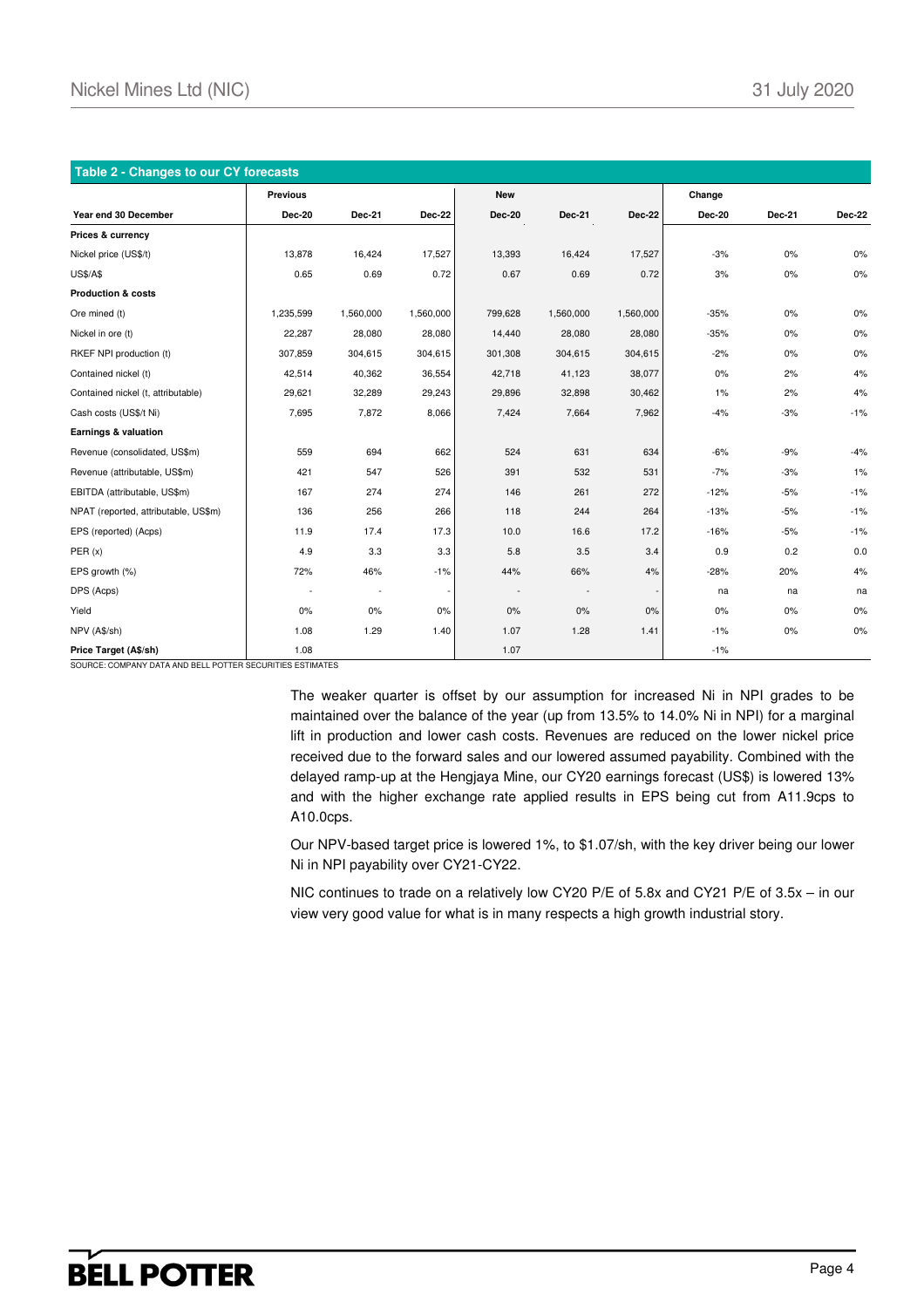**Table 2 - Changes to our CY forecasts**

| | Previous | | | New | | | Change | | |
|---|---|---|---|---|---|---|---|---|---|
| Year end 30 December | Dec-20 | Dec-21 | Dec-22 | Dec-20 | Dec-21 | Dec-22 | Dec-20 | Dec-21 | Dec-22 |
| **Prices & currency** | | | | | | | | | |
| Nickel price (US$/t) | 13,878 | 16,424 | 17,527 | 13,393 | 16,424 | 17,527 | -3% | 0% | 0% |
| US$/A$ | 0.65 | 0.69 | 0.72 | 0.67 | 0.69 | 0.72 | 3% | 0% | 0% |
| **Production & costs** | | | | | | | | | |
| Ore mined (t) | 1,235,599 | 1,560,000 | 1,560,000 | 799,628 | 1,560,000 | 1,560,000 | -35% | 0% | 0% |
| Nickel in ore (t) | 22,287 | 28,080 | 28,080 | 14,440 | 28,080 | 28,080 | -35% | 0% | 0% |
| RKEF NPI production (t) | 307,859 | 304,615 | 304,615 | 301,308 | 304,615 | 304,615 | -2% | 0% | 0% |
| Contained nickel (t) | 42,514 | 40,362 | 36,554 | 42,718 | 41,123 | 38,077 | 0% | 2% | 4% |
| Contained nickel (t, attributable) | 29,621 | 32,289 | 29,243 | 29,896 | 32,898 | 30,462 | 1% | 2% | 4% |
| Cash costs (US$/t Ni) | 7,695 | 7,872 | 8,066 | 7,424 | 7,664 | 7,962 | -4% | -3% | -1% |
| **Earnings & valuation** | | | | | | | | | |
| Revenue (consolidated, US$m) | 559 | 694 | 662 | 524 | 631 | 634 | -6% | -9% | -4% |
| Revenue (attributable, US$m) | 421 | 547 | 526 | 391 | 532 | 531 | -7% | -3% | 1% |
| EBITDA (attributable, US$m) | 167 | 274 | 274 | 146 | 261 | 272 | -12% | -5% | -1% |
| NPAT (reported, attributable, US$m) | 136 | 256 | 266 | 118 | 244 | 264 | -13% | -5% | -1% |
| EPS (reported) (Acps) | 11.9 | 17.4 | 17.3 | 10.0 | 16.6 | 17.2 | -16% | -5% | -1% |
| PER (x) | 4.9 | 3.3 | 3.3 | 5.8 | 3.5 | 3.4 | 0.9 | 0.2 | 0.0 |
| EPS growth (%) | 72% | 46% | -1% | 44% | 66% | 4% | -28% | 20% | 4% |
| DPS (Acps) | - | - | - | - | - | - | na | na | na |
| Yield | 0% | 0% | 0% | 0% | 0% | 0% | 0% | 0% | 0% |
| NPV (A$/sh) | 1.08 | 1.29 | 1.40 | 1.07 | 1.28 | 1.41 | -1% | 0% | 0% |
| **Price Target (A$/sh)** | 1.08 | | | 1.07 | | | -1% | | |

SOURCE: COMPANY DATA AND BELL POTTER SECURITIES ESTIMATES

The weaker quarter is offset by our assumption for increased Ni in NPI grades to be maintained over the balance of the year (up from 13.5% to 14.0% Ni in NPI) for a marginal lift in production and lower cash costs. Revenues are reduced on the lower nickel price received due to the forward sales and our lowered assumed payability. Combined with the delayed ramp-up at the Hengjaya Mine, our CY20 earnings forecast (US$) is lowered 13% and with the higher exchange rate applied results in EPS being cut from A11.9cps to A10.0cps.

Our NPV-based target price is lowered 1%, to $1.07/sh, with the key driver being our lower Ni in NPI payability over CY21-CY22.

NIC continues to trade on a relatively low CY20 P/E of 5.8x and CY21 P/E of 3.5x – in our view very good value for what is in many respects a high growth industrial story.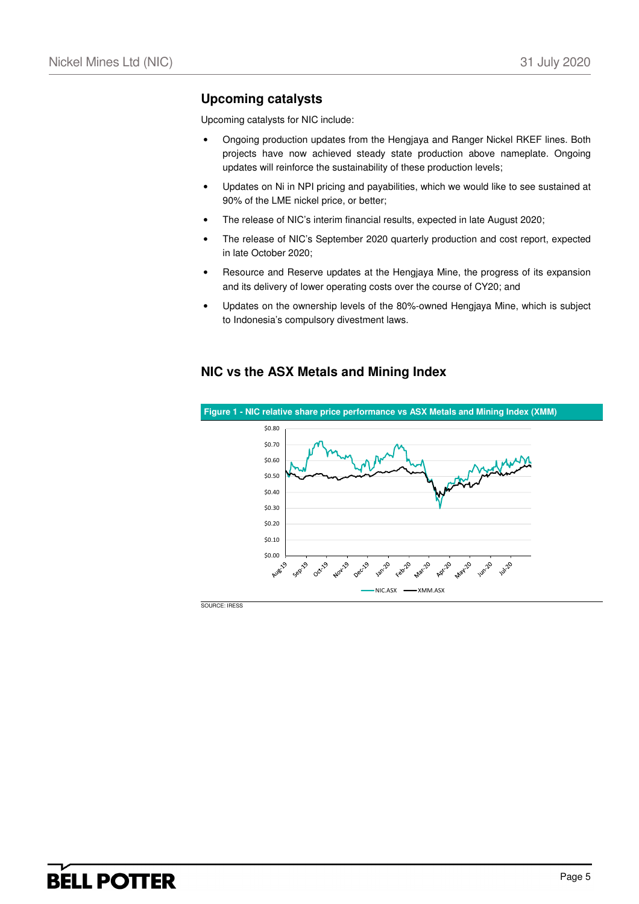## Upcoming catalysts

Upcoming catalysts for NIC include:

- Ongoing production updates from the Hengjaya and Ranger Nickel RKEF lines. Both projects have now achieved steady state production above nameplate. Ongoing updates will reinforce the sustainability of these production levels;
- Updates on Ni in NPI pricing and payabilities, which we would like to see sustained at 90% of the LME nickel price, or better;
- The release of NIC's interim financial results, expected in late August 2020;
- The release of NIC's September 2020 quarterly production and cost report, expected in late October 2020;
- Resource and Reserve updates at the Hengjaya Mine, the progress of its expansion and its delivery of lower operating costs over the course of CY20; and
- Updates on the ownership levels of the 80%-owned Hengjaya Mine, which is subject to Indonesia's compulsory divestment laws.

## NIC vs the ASX Metals and Mining Index

**Figure 1 - NIC relative share price performance vs ASX Metals and Mining Index (XMM)**

SOURCE: IRESS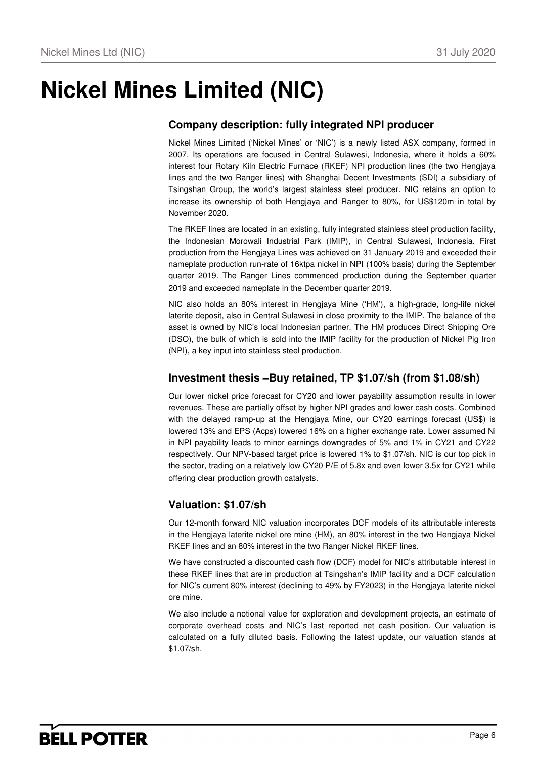# Nickel Mines Limited (NIC)

## Company description: fully integrated NPI producer

Nickel Mines Limited ('Nickel Mines' or 'NIC') is a newly listed ASX company, formed in 2007. Its operations are focused in Central Sulawesi, Indonesia, where it holds a 60% interest four Rotary Kiln Electric Furnace (RKEF) NPI production lines (the two Hengjaya lines and the two Ranger lines) with Shanghai Decent Investments (SDI) a subsidiary of Tsingshan Group, the world's largest stainless steel producer. NIC retains an option to increase its ownership of both Hengjaya and Ranger to 80%, for US$120m in total by November 2020.

The RKEF lines are located in an existing, fully integrated stainless steel production facility, the Indonesian Morowali Industrial Park (IMIP), in Central Sulawesi, Indonesia. First production from the Hengjaya Lines was achieved on 31 January 2019 and exceeded their nameplate production run-rate of 16ktpa nickel in NPI (100% basis) during the September quarter 2019. The Ranger Lines commenced production during the September quarter 2019 and exceeded nameplate in the December quarter 2019.

NIC also holds an 80% interest in Hengjaya Mine ('HM'), a high-grade, long-life nickel laterite deposit, also in Central Sulawesi in close proximity to the IMIP. The balance of the asset is owned by NIC's local Indonesian partner. The HM produces Direct Shipping Ore (DSO), the bulk of which is sold into the IMIP facility for the production of Nickel Pig Iron (NPI), a key input into stainless steel production.

## Investment thesis –Buy retained, TP $1.07/sh (from $1.08/sh)

Our lower nickel price forecast for CY20 and lower payability assumption results in lower revenues. These are partially offset by higher NPI grades and lower cash costs. Combined with the delayed ramp-up at the Hengjaya Mine, our CY20 earnings forecast (US$) is lowered 13% and EPS (Acps) lowered 16% on a higher exchange rate. Lower assumed Ni in NPI payability leads to minor earnings downgrades of 5% and 1% in CY21 and CY22 respectively. Our NPV-based target price is lowered 1% to $1.07/sh. NIC is our top pick in the sector, trading on a relatively low CY20 P/E of 5.8x and even lower 3.5x for CY21 while offering clear production growth catalysts.

## Valuation: $1.07/sh

Our 12-month forward NIC valuation incorporates DCF models of its attributable interests in the Hengjaya laterite nickel ore mine (HM), an 80% interest in the two Hengjaya Nickel RKEF lines and an 80% interest in the two Ranger Nickel RKEF lines.

We have constructed a discounted cash flow (DCF) model for NIC's attributable interest in these RKEF lines that are in production at Tsingshan's IMIP facility and a DCF calculation for NIC's current 80% interest (declining to 49% by FY2023) in the Hengjaya laterite nickel ore mine.

We also include a notional value for exploration and development projects, an estimate of corporate overhead costs and NIC's last reported net cash position. Our valuation is calculated on a fully diluted basis. Following the latest update, our valuation stands at $1.07/sh.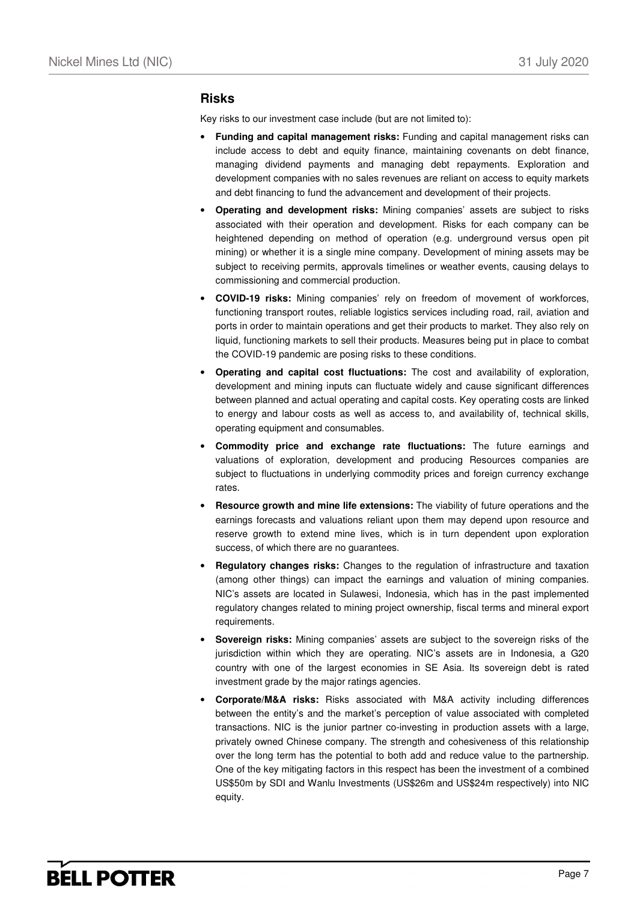## Risks

Key risks to our investment case include (but are not limited to):

- **Funding and capital management risks:** Funding and capital management risks can include access to debt and equity finance, maintaining covenants on debt finance, managing dividend payments and managing debt repayments. Exploration and development companies with no sales revenues are reliant on access to equity markets and debt financing to fund the advancement and development of their projects.
- **Operating and development risks:** Mining companies' assets are subject to risks associated with their operation and development. Risks for each company can be heightened depending on method of operation (e.g. underground versus open pit mining) or whether it is a single mine company. Development of mining assets may be subject to receiving permits, approvals timelines or weather events, causing delays to commissioning and commercial production.
- **COVID-19 risks:** Mining companies' rely on freedom of movement of workforces, functioning transport routes, reliable logistics services including road, rail, aviation and ports in order to maintain operations and get their products to market. They also rely on liquid, functioning markets to sell their products. Measures being put in place to combat the COVID-19 pandemic are posing risks to these conditions.
- **Operating and capital cost fluctuations:** The cost and availability of exploration, development and mining inputs can fluctuate widely and cause significant differences between planned and actual operating and capital costs. Key operating costs are linked to energy and labour costs as well as access to, and availability of, technical skills, operating equipment and consumables.
- **Commodity price and exchange rate fluctuations:** The future earnings and valuations of exploration, development and producing Resources companies are subject to fluctuations in underlying commodity prices and foreign currency exchange rates.
- **Resource growth and mine life extensions:** The viability of future operations and the earnings forecasts and valuations reliant upon them may depend upon resource and reserve growth to extend mine lives, which is in turn dependent upon exploration success, of which there are no guarantees.
- **Regulatory changes risks:** Changes to the regulation of infrastructure and taxation (among other things) can impact the earnings and valuation of mining companies. NIC's assets are located in Sulawesi, Indonesia, which has in the past implemented regulatory changes related to mining project ownership, fiscal terms and mineral export requirements.
- **Sovereign risks:** Mining companies' assets are subject to the sovereign risks of the jurisdiction within which they are operating. NIC's assets are in Indonesia, a G20 country with one of the largest economies in SE Asia. Its sovereign debt is rated investment grade by the major ratings agencies.
- **Corporate/M&A risks:** Risks associated with M&A activity including differences between the entity's and the market's perception of value associated with completed transactions. NIC is the junior partner co-investing in production assets with a large, privately owned Chinese company. The strength and cohesiveness of this relationship over the long term has the potential to both add and reduce value to the partnership. One of the key mitigating factors in this respect has been the investment of a combined US$50m by SDI and Wanlu Investments (US$26m and US$24m respectively) into NIC equity.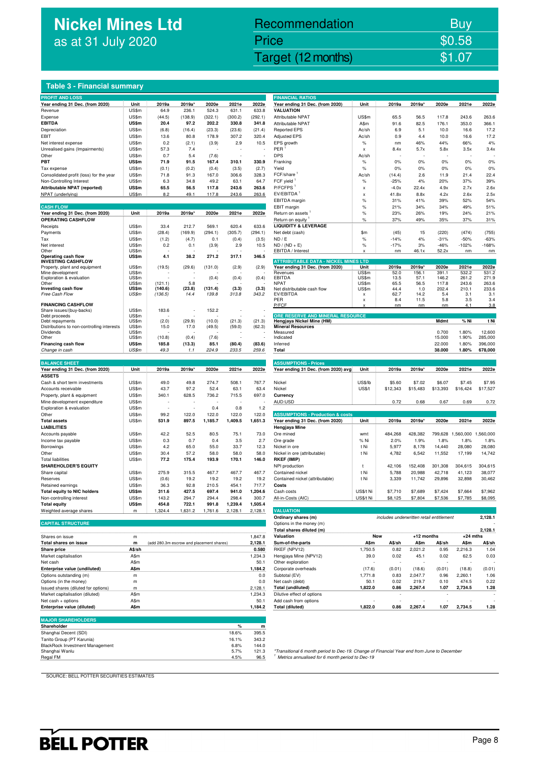# Nickel Mines Ltd
as at 31 July 2020

| Recommendation | Buy |
|---|---|
| Price | $0.58 |
| Target (12 months) | $1.07 |

## Table 3 - Financial summary

| PROFIT AND LOSS | | | | | | |
|---|---|---|---|---|---|---|
| Year ending 31 Dec. (from 2020) | Unit | 2019a | 2019a* | 2020e | 2021e | 2022e |
| Revenue | US$m | 64.9 | 236.1 | 524.3 | 631.1 | 633.8 |
| Expense | US$m | (44.5) | (138.9) | (322.1) | (300.2) | (292.1) |
| **EBITDA** | **US$m** | **20.4** | **97.2** | **202.2** | **330.8** | **341.8** |
| Depreciation | US$m | (6.8) | (16.4) | (23.3) | (23.6) | (21.4) |
| EBIT | US$m | 13.6 | 80.8 | 178.9 | 307.2 | 320.4 |
| Net interest expense | US$m | 0.2 | (2.1) | (3.9) | 2.9 | 10.5 |
| Unrealised gains (Impairments) | US$m | 57.3 | 7.4 | - | - | - |
| Other | US$m | 0.7 | 5.4 | (7.6) | - | - |
| **PBT** | **US$m** | **71.9** | **91.5** | **167.4** | **310.1** | **330.9** |
| Tax expense | US$m | (0.1) | (0.2) | (0.4) | (3.5) | (2.7) |
| Consolidated profit (loss) for the year | US$m | 71.8 | 91.3 | 167.0 | 306.6 | 328.3 |
| Non-Controlling Interest | US$m | 6.3 | 34.8 | 49.2 | 63.1 | 64.7 |
| **Attributable NPAT (reported)** | **US$m** | **65.5** | **56.5** | **117.8** | **243.6** | **263.6** |
| NPAT (underlying) | US$m | 8.2 | 49.1 | 117.8 | 243.6 | 263.6 |

| CASH FLOW | | | | | | |
|---|---|---|---|---|---|---|
| Year ending 31 Dec. (from 2020) | Unit | 2019a | 2019a* | 2020e | 2021e | 2022e |
| **OPERATING CASHFLOW** | | | | | | |
| Receipts | US$m | 33.4 | 212.7 | 569.1 | 620.4 | 633.6 |
| Payments | US$m | (28.4) | (169.9) | (294.1) | (305.7) | (294.1) |
| Tax | US$m | (1.2) | (4.7) | 0.1 | (0.4) | (3.5) |
| Net interest | US$m | 0.2 | 0.1 | (3.9) | 2.9 | 10.5 |
| Other | US$m | - | - | - | - | - |
| **Operating cash flow** | **US$m** | **4.1** | **38.2** | **271.2** | **317.1** | **346.5** |
| **INVESTING CASHFLOW** | | | | | | |
| Property, plant and equipment | US$m | (19.5) | (29.6) | (131.0) | (2.9) | (2.9) |
| Mine development | US$m | - | - | - | - | - |
| Exploration & evaluation | US$m | - | - | (0.4) | (0.4) | (0.4) |
| Other | US$m | (121.1) | 5.8 | - | - | - |
| **Investing cash flow** | **US$m** | **(140.6)** | **(23.8)** | **(131.4)** | **(3.3)** | **(3.3)** |
| *Free Cash Flow* | *US$m* | *(136.5)* | *14.4* | *139.8* | *313.8* | *343.2* |
| **FINANCING CASHFLOW** | | | | | | |
| Share issues/(buy-backs) | US$m | 183.6 | - | 152.2 | - | - |
| Debt proceeds | US$m | - | - | - | - | - |
| Debt repayments | US$m | (2.0) | (29.9) | (10.0) | (21.3) | (21.3) |
| Distributions to non-controlling interests | US$m | 15.0 | 17.0 | (49.5) | (59.0) | (62.3) |
| Dividends | US$m | - | - | - | - | - |
| Other | US$m | (10.8) | (0.4) | (7.6) | - | - |
| **Financing cash flow** | **US$m** | **185.8** | **(13.3)** | **85.1** | **(80.4)** | **(83.6)** |
| *Change in cash* | *US$m* | *49.3* | *1.1* | *224.9* | *233.5* | *259.6* |

| BALANCE SHEET | | | | | | |
|---|---|---|---|---|---|---|
| Year ending 31 Dec. (from 2020) | Unit | 2019a | 2019a* | 2020e | 2021e | 2022e |
| **ASSETS** | | | | | | |
| Cash & short term investments | US$m | 49.0 | 49.8 | 274.7 | 508.1 | 767.7 |
| Accounts receivable | US$m | 43.7 | 97.2 | 52.4 | 63.1 | 63.4 |
| Property, plant & equipment | US$m | 340.1 | 628.5 | 736.2 | 715.5 | 697.0 |
| Mine development expenditure | US$m | - | - | - | - | - |
| Exploration & evaluation | US$m | - | - | 0.4 | 0.8 | 1.2 |
| Other | US$m | 99.2 | 122.0 | 122.0 | 122.0 | 122.0 |
| **Total assets** | **US$m** | **531.9** | **897.5** | **1,185.7** | **1,409.5** | **1,651.3** |
| **LIABILITIES** | | | | | | |
| Accounts payable | US$m | 42.2 | 52.5 | 80.5 | 75.1 | 73.0 |
| Income tax payable | US$m | 0.3 | 0.7 | 0.4 | 3.5 | 2.7 |
| Borrowings | US$m | 4.2 | 65.0 | 55.0 | 33.7 | 12.3 |
| Other | US$m | 30.4 | 57.2 | 58.0 | 58.0 | 58.0 |
| Total liabilities | US$m | 77.2 | 175.4 | 193.9 | 170.1 | 146.0 |
| **SHAREHOLDER'S EQUITY** | | | | | | |
| Share capital | US$m | 275.9 | 315.5 | 467.7 | 467.7 | 467.7 |
| Reserves | US$m | (0.6) | 19.2 | 19.2 | 19.2 | 19.2 |
| Retained earnings | US$m | 36.3 | 92.8 | 210.5 | 454.1 | 717.7 |
| **Total equity to NIC holders** | **US$m** | **311.6** | **427.5** | **697.4** | **941.0** | **1,204.6** |
| Non-controlling interest | US$m | 143.2 | 294.7 | 294.4 | 298.4 | 300.7 |
| **Total equity** | **US$m** | **454.8** | **722.1** | **991.8** | **1,239.4** | **1,505.4** |
| Weighted average shares | m | 1,324.4 | 1,631.2 | 1,761.6 | 2,128.1 | 2,128.1 |

| CAPITAL STRUCTURE | | | |
|---|---|---|---|
| Shares on issue | m | | 1,847.8 |
| **Total shares on issue** | **m** | (add 280.3m escrow and placement shares) | **2,128.1** |
| **Share price** | **A$/sh** | | **0.580** |
| Market capitalisation | A$m | | 1,234.3 |
| Net cash | A$m | | 50.1 |
| **Enterprise value (undiluted)** | **A$m** | | **1,184.2** |
| Options outstanding (m) | m | | 0.0 |
| Options (in the money) | m | | 0.0 |
| Issued shares (diluted for options) | m | | 2,128.1 |
| Market capitalisation (diluted) | A$m | | 1,234.3 |
| Net cash + options | A$m | | 50.1 |
| **Enterprise value (diluted)** | **A$m** | | **1,184.2** |

| MAJOR SHAREHOLDERS | | |
|---|---|---|
| Shareholder | % | m |
| Shanghai Decent (SDI) | 18.6% | 395.5 |
| Tanito Group (PT Karunia) | 16.1% | 343.2 |
| BlackRock Investment Management | 6.8% | 144.0 |
| Shanghai Wanlu | 5.7% | 121.3 |
| Regal FM | 4.5% | 96.5 |

| FINANCIAL RATIOS | | | | | | |
|---|---|---|---|---|---|---|
| Year ending 31 Dec. (from 2020) | Unit | 2019a | 2019a* | 2020e | 2021e | 2022e |
| **VALUATION** | | | | | | |
| Attributable NPAT | US$m | 65.5 | 56.5 | 117.8 | 243.6 | 263.6 |
| Attributable NPAT | A$m | 91.6 | 82.5 | 176.1 | 353.0 | 366.1 |
| Reported EPS | Ac/sh | 6.9 | 5.1 | 10.0 | 16.6 | 17.2 |
| Adjusted EPS | Ac/sh | 0.9 | 4.4 | 10.0 | 16.6 | 17.2 |
| EPS growth | % | nm | 46% | 44% | 66% | 4% |
| PER [1] | x | 8.4x | 5.7x | 5.8x | 3.5x | 3.4x |
| DPS | Ac/sh | - | - | - | - | - |
| Franking | % | 0% | 0% | 0% | 0% | 0% |
| Yield | % | 0% | 0% | 0% | 0% | 0% |
| FCF/share [1] | Ac/sh | (14.4) | 2.6 | 11.9 | 21.4 | 22.4 |
| FCF yield [1] | % | -25% | 4% | 20% | 37% | 39% |
| P/FCFPS [1] | x | -4.0x | 22.4x | 4.9x | 2.7x | 2.6x |
| EV/EBITDA [1] | x | 41.8x | 8.8x | 4.2x | 2.6x | 2.5x |
| EBITDA margin | % | 31% | 41% | 39% | 52% | 54% |
| EBIT margin | % | 21% | 34% | 34% | 49% | 51% |
| Return on assets [1] | % | 23% | 26% | 19% | 24% | 21% |
| Return on equity [1] | % | 37% | 49% | 35% | 37% | 31% |
| **LIQUIDITY & LEVERAGE** | | | | | | |
| Net debt (cash) | $m | (45) | 15 | (220) | (474) | (755) |
| ND / E | % | -14% | 4% | -31% | -50% | -63% |
| ND / (ND + E) | % | -17% | 3% | -46% | -102% | -168% |
| EBITDA / Interest | x | nm | 46.1x | 52.2x | nm | nm |

| ATTRIBUTABLE DATA - NICKEL MINES LTD | | | | | | |
|---|---|---|---|---|---|---|
| Year ending 31 Dec. (from 2020) | Unit | 2019a | 2019a* | 2020e | 2021e | 2022e |
| Revenues | US$m | 52.0 | 156.1 | 391.1 | 532.2 | 531.2 |
| EBITDA | US$m | 13.5 | 57.1 | 146.2 | 261.2 | 271.9 |
| NPAT | US$m | 65.5 | 56.5 | 117.8 | 243.6 | 263.6 |
| Net distributable cash flow | US$m | 44.4 | 1.0 | 202.4 | 210.1 | 233.6 |
| EV/EBITDA | x | 62.7 | 14.2 | 5.4 | 3.1 | 3.1 |
| PER | x | 8.4 | 11.5 | 5.8 | 3.5 | 3.4 |
| P/FCF | x | nm | nm | nm | 4.1 | 3.8 |

| ORE RESERVE AND MINERAL RESOURCE | | | |
|---|---|---|---|
| **Hengjaya Nickel Mine (HM)** | **Mdmt** | **% Ni** | **t Ni** |
| **Mineral Resources** | | | |
| Measured | 0.700 | 1.80% | 12,600 |
| Indicated | 15.000 | 1.90% | 285,000 |
| Inferred | 22.000 | 1.80% | 396,000 |
| **Total** | **38.000** | **1.80%** | **678,000** |

| ASSUMPTIONS - Prices | | | | | | |
|---|---|---|---|---|---|---|
| Year ending 31 Dec. (from 2020) avg | Unit | 2019a | 2019a* | 2020e | 2021e | 2022e |
| Nickel | US$/lb | $5.60 | $7.02 | $6.07 | $7.45 | $7.95 |
| Nickel | US$/t | $12,343 | $15,483 | $13,393 | $16,424 | $17,527 |
| **Currency** | | | | | | |
| AUD:USD | | 0.72 | 0.68 | 0.67 | 0.69 | 0.72 |

| ASSUMPTIONS - Production & costs | | | | | | |
|---|---|---|---|---|---|---|
| Year ending 31 Dec. (from 2020) | Unit | 2019a | 2019a* | 2020e | 2021e | 2022e |
| **Hengjaya Mine** | | | | | | |
| Ore mined | wmt | 484,268 | 428,382 | 799,628 | 1,560,000 | 1,560,000 |
| Ore grade | % Ni | 2.0% | 1.9% | 1.8% | 1.8% | 1.8% |
| Nickel in ore | t Ni | 5,977 | 8,178 | 14,440 | 28,080 | 28,080 |
| Nickel in ore (attributable) | t Ni | 4,782 | 6,542 | 11,552 | 17,199 | 14,742 |
| **RKEF (IMIP)** | | | | | | |
| NPI production | t | 42,106 | 152,408 | 301,308 | 304,615 | 304,615 |
| Contained nickel | t Ni | 5,788 | 20,988 | 42,718 | 41,123 | 38,077 |
| Contained nickel (attributable) | t Ni | 3,339 | 11,742 | 29,896 | 32,898 | 30,462 |
| **Costs** | | | | | | |
| Cash costs | US$/t Ni | $7,710 | $7,689 | $7,424 | $7,664 | $7,962 |
| All-in-Costs (AIC) | US$/t Ni | $8,125 | $7,804 | $7,536 | $7,785 | $8,095 |

| VALUATION | | | | | | |
|---|---|---|---|---|---|---|
| Ordinary shares (m) | *includes underwritten retail entitlement* | | | | | 2,128.1 |
| Options in the money (m) | | | | | | - |
| **Total shares diluted (m)** | | | | | | **2,128.1** |
| **Valuation** | **Now** | | **+12 months** | | **+24 mths** | |
| **Sum-of-the-parts** | **A$m** | **A$/sh** | **A$m** | **A$/sh** | **A$m** | **A$/sh** |
| RKEF (NPV12) | 1,750.5 | 0.82 | 2,021.2 | 0.95 | 2,216.3 | 1.04 |
| Hengjaya Mine (NPV12) | 39.0 | 0.02 | 45.1 | 0.02 | 62.5 | 0.03 |
| Other exploration | - | - | - | - | - | - |
| Corporate overheads | (17.6) | (0.01) | (18.6) | (0.01) | (18.8) | (0.01) |
| Subtotal (EV) | 1,771.8 | 0.83 | 2,047.7 | 0.96 | 2,260.1 | 1.06 |
| Net cash (debt) | 50.1 | 0.02 | 219.7 | 0.10 | 474.5 | 0.22 |
| **Total (undiluted)** | **1,822.0** | **0.86** | **2,267.4** | **1.07** | **2,734.5** | **1.28** |
| Dilutive effect of options | | - | | - | | - |
| Add cash from options | - | - | - | - | - | - |
| **Total (diluted)** | **1,822.0** | **0.86** | **2,267.4** | **1.07** | **2,734.5** | **1.28** |

*\*Transitional 6 month period to Dec-19. Change of Financial Year end from June to December*

[1] *Metrics annualised for 6 month period to Dec-19*

SOURCE: BELL POTTER SECURITIES ESTIMATES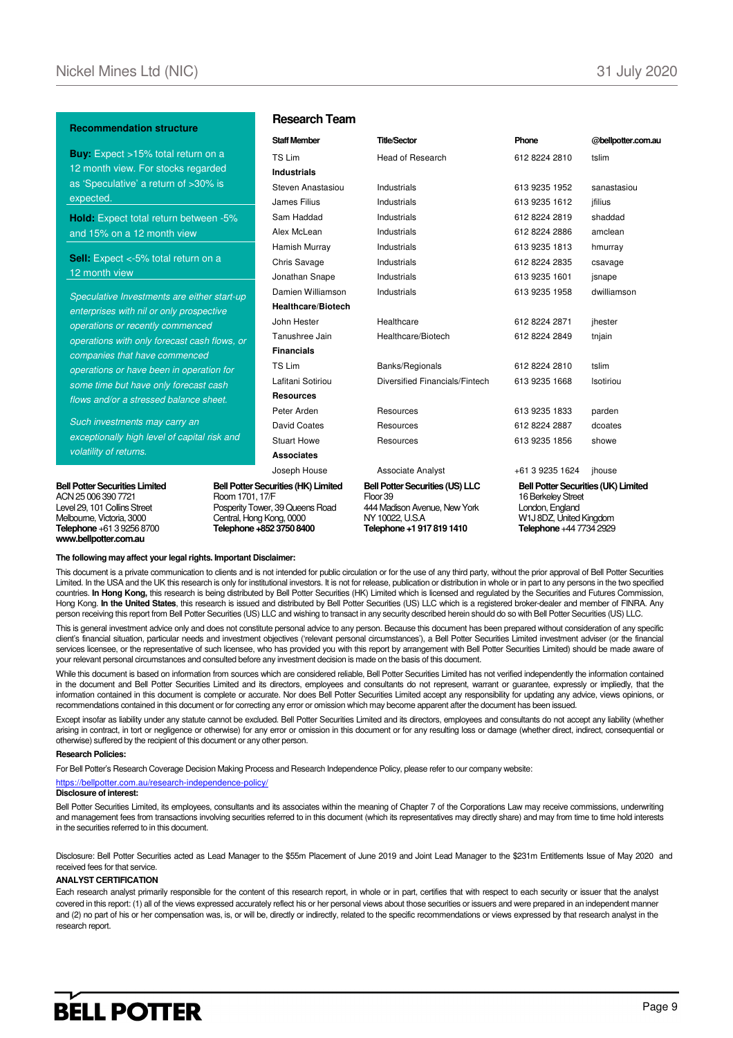### Recommendation structure

**Buy:** Expect >15% total return on a 12 month view. For stocks regarded as 'Speculative' a return of >30% is expected.

**Hold:** Expect total return between -5% and 15% on a 12 month view

**Sell:** Expect <-5% total return on a 12 month view

*Speculative Investments are either start-up enterprises with nil or only prospective operations or recently commenced operations with only forecast cash flows, or companies that have commenced operations or have been in operation for some time but have only forecast cash flows and/or a stressed balance sheet.*

*Such investments may carry an exceptionally high level of capital risk and volatility of returns.*

## Research Team

| Staff Member | Title/Sector | Phone | @bellpotter.com.au |
|---|---|---|---|
| TS Lim | Head of Research | 612 8224 2810 | tslim |
| **Industrials** | | | |
| Steven Anastasiou | Industrials | 613 9235 1952 | sanastasiou |
| James Filius | Industrials | 613 9235 1612 | jfilius |
| Sam Haddad | Industrials | 612 8224 2819 | shaddad |
| Alex McLean | Industrials | 612 8224 2886 | amclean |
| Hamish Murray | Industrials | 613 9235 1813 | hmurray |
| Chris Savage | Industrials | 612 8224 2835 | csavage |
| Jonathan Snape | Industrials | 613 9235 1601 | jsnape |
| Damien Williamson | Industrials | 613 9235 1958 | dwilliamson |
| **Healthcare/Biotech** | | | |
| John Hester | Healthcare | 612 8224 2871 | jhester |
| Tanushree Jain | Healthcare/Biotech | 612 8224 2849 | tnjain |
| **Financials** | | | |
| TS Lim | Banks/Regionals | 612 8224 2810 | tslim |
| Lafitani Sotiriou | Diversified Financials/Fintech | 613 9235 1668 | lsotiriou |
| **Resources** | | | |
| Peter Arden | Resources | 613 9235 1833 | parden |
| David Coates | Resources | 612 8224 2887 | dcoates |
| Stuart Howe | Resources | 613 9235 1856 | showe |
| **Associates** | | | |
| Joseph House | Associate Analyst | +61 3 9235 1624 | jhouse |

**Bell Potter Securities Limited**
ACN 25 006 390 7721
Level 29, 101 Collins Street
Melbourne, Victoria, 3000
**Telephone** +61 3 9256 8700
**www.bellpotter.com.au**

**Bell Potter Securities (HK) Limited**
Room 1701, 17/F
Posperity Tower, 39 Queens Road
Central, Hong Kong, 0000
**Telephone +852 3750 8400**

**Bell Potter Securities (US) LLC**
Floor 39
444 Madison Avenue, New York
NY 10022, U.S.A
**Telephone +1 917 819 1410**

**Bell Potter Securities (UK) Limited**
16 Berkeley Street
London, England
W1J 8DZ, United Kingdom
**Telephone** +44 7734 2929

**The following may affect your legal rights. Important Disclaimer:**

This document is a private communication to clients and is not intended for public circulation or for the use of any third party, without the prior approval of Bell Potter Securities Limited. In the USA and the UK this research is only for institutional investors. It is not for release, publication or distribution in whole or in part to any persons in the two specified countries. **In Hong Kong,** this research is being distributed by Bell Potter Securities (HK) Limited which is licensed and regulated by the Securities and Futures Commission, Hong Kong. **In the United States**, this research is issued and distributed by Bell Potter Securities (US) LLC which is a registered broker-dealer and member of FINRA. Any person receiving this report from Bell Potter Securities (US) LLC and wishing to transact in any security described herein should do so with Bell Potter Securities (US) LLC.

This is general investment advice only and does not constitute personal advice to any person. Because this document has been prepared without consideration of any specific client's financial situation, particular needs and investment objectives ('relevant personal circumstances'), a Bell Potter Securities Limited investment adviser (or the financial services licensee, or the representative of such licensee, who has provided you with this report by arrangement with Bell Potter Securities Limited) should be made aware of your relevant personal circumstances and consulted before any investment decision is made on the basis of this document.

While this document is based on information from sources which are considered reliable, Bell Potter Securities Limited has not verified independently the information contained in the document and Bell Potter Securities Limited and its directors, employees and consultants do not represent, warrant or guarantee, expressly or impliedly, that the information contained in this document is complete or accurate. Nor does Bell Potter Securities Limited accept any responsibility for updating any advice, views opinions, or recommendations contained in this document or for correcting any error or omission which may become apparent after the document has been issued.

Except insofar as liability under any statute cannot be excluded. Bell Potter Securities Limited and its directors, employees and consultants do not accept any liability (whether arising in contract, in tort or negligence or otherwise) for any error or omission in this document or for any resulting loss or damage (whether direct, indirect, consequential or otherwise) suffered by the recipient of this document or any other person.

**Research Policies:**

For Bell Potter's Research Coverage Decision Making Process and Research Independence Policy, please refer to our company website:

https://bellpotter.com.au/research-independence-policy/

**Disclosure of interest:**

Bell Potter Securities Limited, its employees, consultants and its associates within the meaning of Chapter 7 of the Corporations Law may receive commissions, underwriting and management fees from transactions involving securities referred to in this document (which its representatives may directly share) and may from time to time hold interests in the securities referred to in this document.

Disclosure: Bell Potter Securities acted as Lead Manager to the $55m Placement of June 2019 and Joint Lead Manager to the $231m Entitlements Issue of May 2020 and received fees for that service.

**ANALYST CERTIFICATION**

Each research analyst primarily responsible for the content of this research report, in whole or in part, certifies that with respect to each security or issuer that the analyst covered in this report: (1) all of the views expressed accurately reflect his or her personal views about those securities or issuers and were prepared in an independent manner and (2) no part of his or her compensation was, is, or will be, directly or indirectly, related to the specific recommendations or views expressed by that research analyst in the research report.